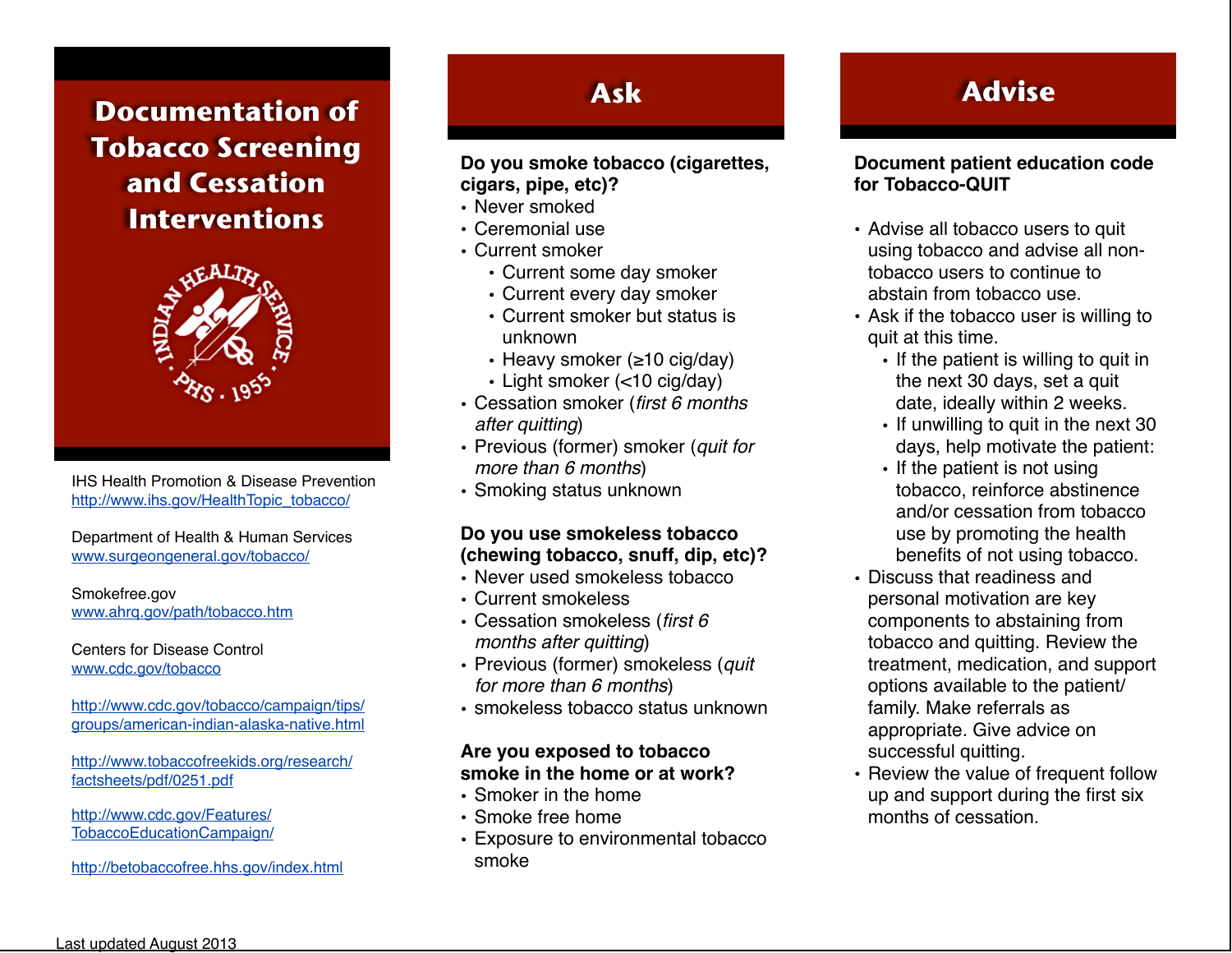# Documentation of Tobacco Screening and Cessation Interventions

IHS Health Promotion & Disease Prevention
http://www.ihs.gov/HealthTopic_tobacco/

Department of Health & Human Services
www.surgeongeneral.gov/tobacco/

Smokefree.gov
www.ahrq.gov/path/tobacco.htm

Centers for Disease Control
www.cdc.gov/tobacco

http://www.cdc.gov/tobacco/campaign/tips/groups/american-indian-alaska-native.html

http://www.tobaccofreekids.org/research/factsheets/pdf/0251.pdf

http://www.cdc.gov/Features/TobaccoEducationCampaign/

http://betobaccofree.hhs.gov/index.html

Last updated August 2013

## Ask

**Do you smoke tobacco (cigarettes, cigars, pipe, etc)?**

- Never smoked
- Ceremonial use
- Current smoker
  - Current some day smoker
  - Current every day smoker
  - Current smoker but status is unknown
  - Heavy smoker (≥10 cig/day)
  - Light smoker (<10 cig/day)
- Cessation smoker (*first 6 months after quitting*)
- Previous (former) smoker (*quit for more than 6 months*)
- Smoking status unknown

**Do you use smokeless tobacco (chewing tobacco, snuff, dip, etc)?**

- Never used smokeless tobacco
- Current smokeless
- Cessation smokeless (*first 6 months after quitting*)
- Previous (former) smokeless (*quit for more than 6 months*)
- smokeless tobacco status unknown

**Are you exposed to tobacco smoke in the home or at work?**

- Smoker in the home
- Smoke free home
- Exposure to environmental tobacco smoke

## Advise

**Document patient education code for Tobacco-QUIT**

- Advise all tobacco users to quit using tobacco and advise all non-tobacco users to continue to abstain from tobacco use.
- Ask if the tobacco user is willing to quit at this time.
  - If the patient is willing to quit in the next 30 days, set a quit date, ideally within 2 weeks.
  - If unwilling to quit in the next 30 days, help motivate the patient:
  - If the patient is not using tobacco, reinforce abstinence and/or cessation from tobacco use by promoting the health benefits of not using tobacco.
- Discuss that readiness and personal motivation are key components to abstaining from tobacco and quitting. Review the treatment, medication, and support options available to the patient/family. Make referrals as appropriate. Give advice on successful quitting.
- Review the value of frequent follow up and support during the first six months of cessation.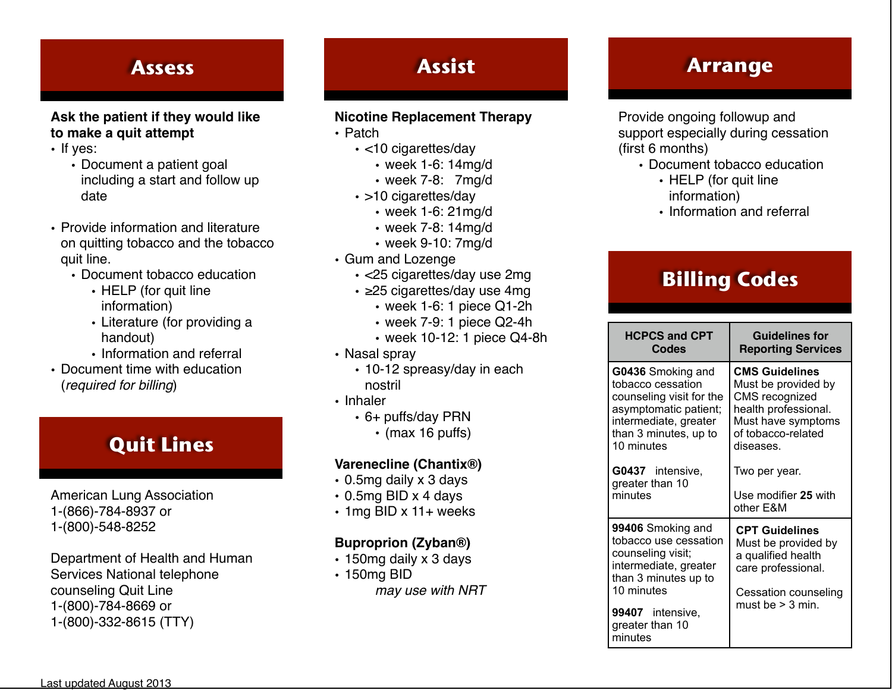## Assess

**Ask the patient if they would like to make a quit attempt**

- If yes:
  - Document a patient goal including a start and follow up date

- Provide information and literature on quitting tobacco and the tobacco quit line.
  - Document tobacco education
    - HELP (for quit line information)
    - Literature (for providing a handout)
    - Information and referral
- Document time with education (*required for billing*)

## Quit Lines

American Lung Association
1-(866)-784-8937 or
1-(800)-548-8252

Department of Health and Human Services National telephone counseling Quit Line
1-(800)-784-8669 or
1-(800)-332-8615 (TTY)

## Assist

**Nicotine Replacement Therapy**

- Patch
  - <10 cigarettes/day
    - week 1-6: 14mg/d
    - week 7-8: 7mg/d
  - >10 cigarettes/day
    - week 1-6: 21mg/d
    - week 7-8: 14mg/d
    - week 9-10: 7mg/d
- Gum and Lozenge
  - <25 cigarettes/day use 2mg
  - ≥25 cigarettes/day use 4mg
    - week 1-6: 1 piece Q1-2h
    - week 7-9: 1 piece Q2-4h
    - week 10-12: 1 piece Q4-8h
- Nasal spray
  - 10-12 spreasy/day in each nostril
- Inhaler
  - 6+ puffs/day PRN
    - (max 16 puffs)

**Varenecline (Chantix®)**

- 0.5mg daily x 3 days
- 0.5mg BID x 4 days
- 1mg BID x 11+ weeks

**Buproprion (Zyban®)**

- 150mg daily x 3 days
- 150mg BID

*may use with NRT*

## Arrange

Provide ongoing followup and support especially during cessation (first 6 months)

- Document tobacco education
  - HELP (for quit line information)
  - Information and referral

## Billing Codes

| HCPCS and CPT Codes | Guidelines for Reporting Services |
|---|---|
| **G0436** Smoking and tobacco cessation counseling visit for the asymptomatic patient; intermediate, greater than 3 minutes, up to 10 minutes<br><br>**G0437** intensive, greater than 10 minutes | **CMS Guidelines**<br>Must be provided by CMS recognized health professional. Must have symptoms of tobacco-related diseases.<br><br>Two per year.<br><br>Use modifier **25** with other E&M |
| **99406** Smoking and tobacco use cessation counseling visit; intermediate, greater than 3 minutes up to 10 minutes<br><br>**99407** intensive, greater than 10 minutes | **CPT Guidelines**<br>Must be provided by a qualified health care professional.<br><br>Cessation counseling must be > 3 min. |

Last updated August 2013